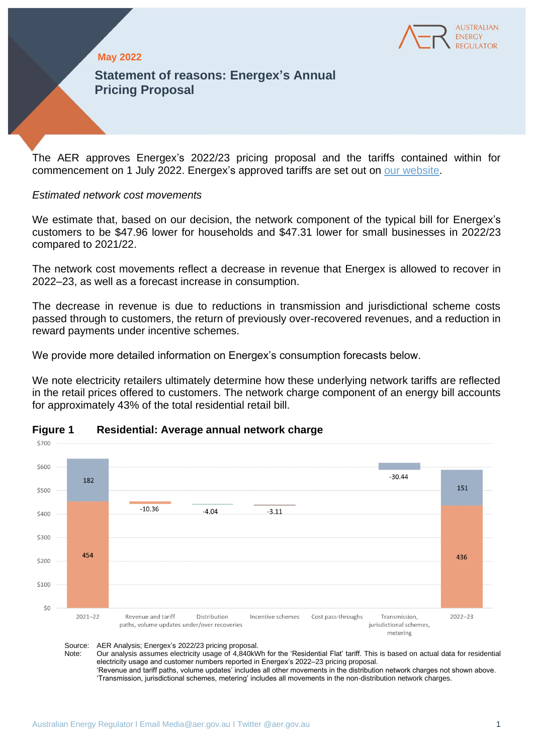May 2022

# Statement of reasons: Energex's Annual Pricing Proposal

The AER approves Energex's 2022/23 pricing proposal and the tariffs contained within for commencement on 1 July 2022. Energex's approved tariffs are set out on our website.

*Estimated network cost movements*

We estimate that, based on our decision, the network component of the typical bill for Energex's customers to be $47.96 lower for households and $47.31 lower for small businesses in 2022/23 compared to 2021/22.

The network cost movements reflect a decrease in revenue that Energex is allowed to recover in 2022–23, as well as a forecast increase in consumption.

The decrease in revenue is due to reductions in transmission and jurisdictional scheme costs passed through to customers, the return of previously over-recovered revenues, and a reduction in reward payments under incentive schemes.

We provide more detailed information on Energex's consumption forecasts below.

We note electricity retailers ultimately determine how these underlying network tariffs are reflected in the retail prices offered to customers. The network charge component of an energy bill accounts for approximately 43% of the total residential retail bill.

**Figure 1 Residential: Average annual network charge**

| | 2021–22 | Revenue and tariff paths, volume updates | Distribution under/over recoveries | Incentive schemes | Cost pass-throughs | Transmission, jurisdictional schemes, metering | 2022–23 |
|---|---|---|---|---|---|---|---|
| Distribution | 454 | -10.36 | -4.04 | -3.11 | | | 436 |
| Non-distribution | 182 | | | | | -30.44 | 151 |

Source: AER Analysis; Energex's 2022/23 pricing proposal.

Note: Our analysis assumes electricity usage of 4,840kWh for the 'Residential Flat' tariff. This is based on actual data for residential electricity usage and customer numbers reported in Energex's 2022–23 pricing proposal.
'Revenue and tariff paths, volume updates' includes all other movements in the distribution network charges not shown above.
'Transmission, jurisdictional schemes, metering' includes all movements in the non-distribution network charges.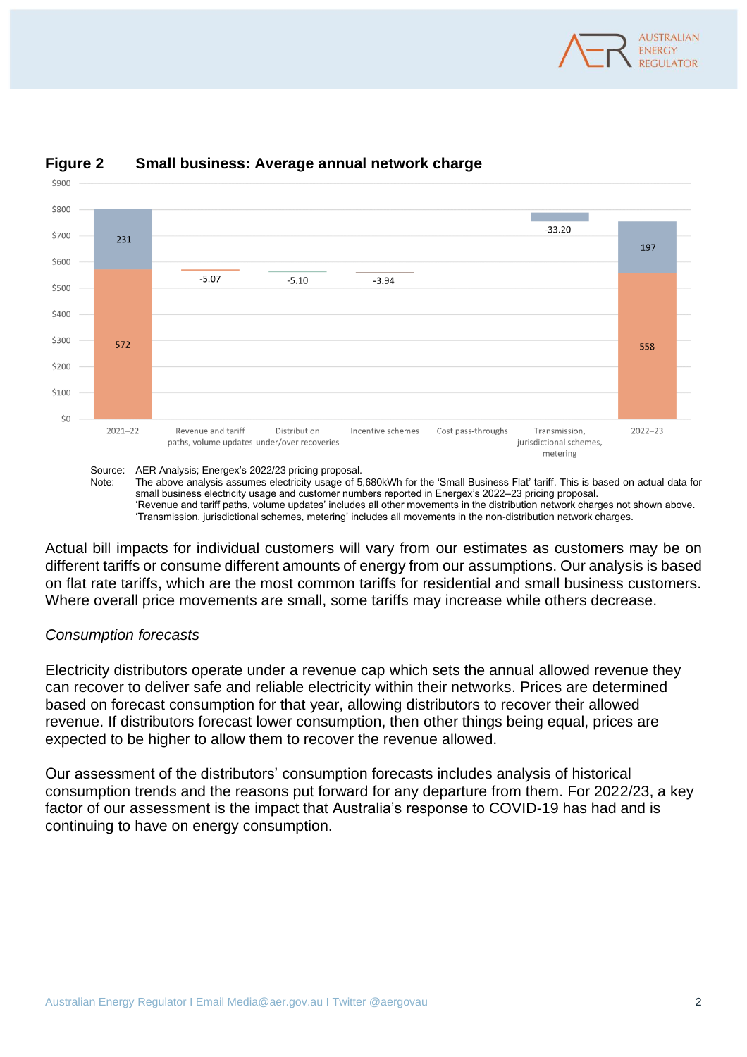**Figure 2 Small business: Average annual network charge**

| | 2021–22 | Revenue and tariff paths, volume updates | Distribution under/over recoveries | Incentive schemes | Cost pass-throughs | Transmission, jurisdictional schemes, metering | 2022–23 |
|---|---|---|---|---|---|---|---|
| | 572 | -5.07 | -5.10 | -3.94 | | -33.20 | 558 |
| | 231 | | | | | | 197 |

Source: AER Analysis; Energex's 2022/23 pricing proposal.

Note: The above analysis assumes electricity usage of 5,680kWh for the 'Small Business Flat' tariff. This is based on actual data for small business electricity usage and customer numbers reported in Energex's 2022–23 pricing proposal.
'Revenue and tariff paths, volume updates' includes all other movements in the distribution network charges not shown above.
'Transmission, jurisdictional schemes, metering' includes all movements in the non-distribution network charges.

Actual bill impacts for individual customers will vary from our estimates as customers may be on different tariffs or consume different amounts of energy from our assumptions. Our analysis is based on flat rate tariffs, which are the most common tariffs for residential and small business customers. Where overall price movements are small, some tariffs may increase while others decrease.

*Consumption forecasts*

Electricity distributors operate under a revenue cap which sets the annual allowed revenue they can recover to deliver safe and reliable electricity within their networks. Prices are determined based on forecast consumption for that year, allowing distributors to recover their allowed revenue. If distributors forecast lower consumption, then other things being equal, prices are expected to be higher to allow them to recover the revenue allowed.

Our assessment of the distributors' consumption forecasts includes analysis of historical consumption trends and the reasons put forward for any departure from them. For 2022/23, a key factor of our assessment is the impact that Australia's response to COVID-19 has had and is continuing to have on energy consumption.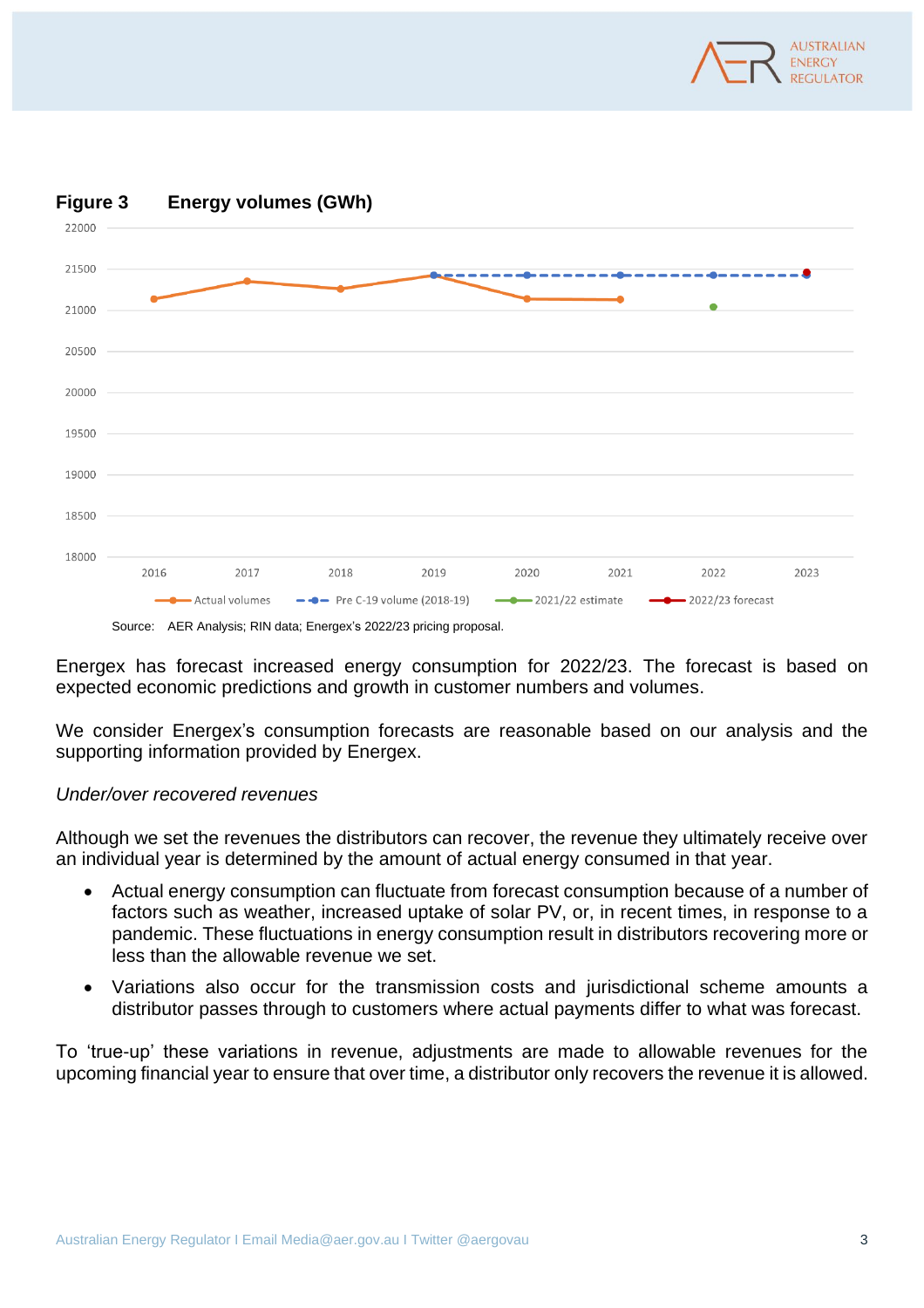**Figure 3 Energy volumes (GWh)**

22000
21500
21000
20500
20000
19500
19000
18500
18000

2016 2017 2018 2019 2020 2021 2022 2023

Actual volumes
Pre C-19 volume (2018-19)
2021/22 estimate
2022/23 forecast

Source: AER Analysis; RIN data; Energex's 2022/23 pricing proposal.

Energex has forecast increased energy consumption for 2022/23. The forecast is based on expected economic predictions and growth in customer numbers and volumes.

We consider Energex's consumption forecasts are reasonable based on our analysis and the supporting information provided by Energex.

*Under/over recovered revenues*

Although we set the revenues the distributors can recover, the revenue they ultimately receive over an individual year is determined by the amount of actual energy consumed in that year.

- Actual energy consumption can fluctuate from forecast consumption because of a number of factors such as weather, increased uptake of solar PV, or, in recent times, in response to a pandemic. These fluctuations in energy consumption result in distributors recovering more or less than the allowable revenue we set.
- Variations also occur for the transmission costs and jurisdictional scheme amounts a distributor passes through to customers where actual payments differ to what was forecast.

To 'true-up' these variations in revenue, adjustments are made to allowable revenues for the upcoming financial year to ensure that over time, a distributor only recovers the revenue it is allowed.